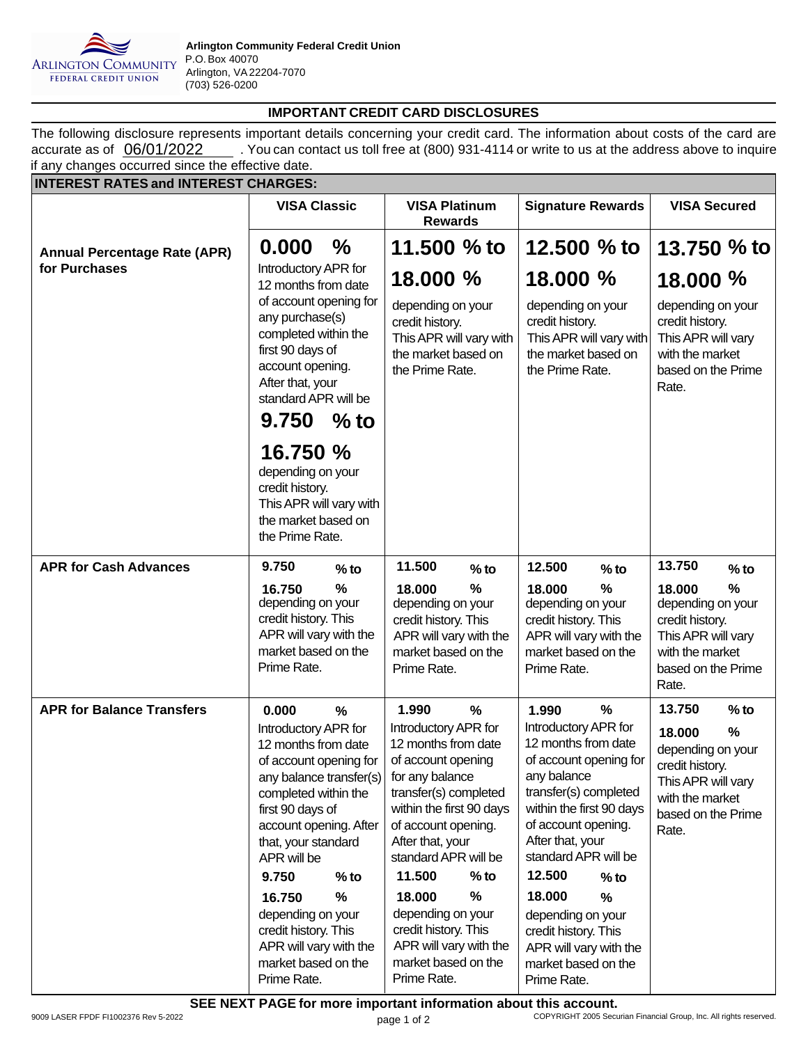**Arlington Community Federal Credit Union**
P.O. Box 40070
Arlington, VA 22204-7070
(703) 526-0200

## IMPORTANT CREDIT CARD DISCLOSURES

The following disclosure represents important details concerning your credit card. The information about costs of the card are accurate as of 06/01/2022 . You can contact us toll free at (800) 931-4114 or write to us at the address above to inquire if any changes occurred since the effective date.

| INTEREST RATES and INTEREST CHARGES: | | | | |
|---|---|---|---|---|
| | **VISA Classic** | **VISA Platinum Rewards** | **Signature Rewards** | **VISA Secured** |
| **Annual Percentage Rate (APR) for Purchases** | **0.000 %** Introductory APR for 12 months from date of account opening for any purchase(s) completed within the first 90 days of account opening. After that, your standard APR will be **9.750 % to 16.750 %** depending on your credit history. This APR will vary with the market based on the Prime Rate. | **11.500 % to 18.000 %** depending on your credit history. This APR will vary with the market based on the Prime Rate. | **12.500 % to 18.000 %** depending on your credit history. This APR will vary with the market based on the Prime Rate. | **13.750 % to 18.000 %** depending on your credit history. This APR will vary with the market based on the Prime Rate. |
| **APR for Cash Advances** | **9.750 % to 16.750 %** depending on your credit history. This APR will vary with the market based on the Prime Rate. | **11.500 % to 18.000 %** depending on your credit history. This APR will vary with the market based on the Prime Rate. | **12.500 % to 18.000 %** depending on your credit history. This APR will vary with the market based on the Prime Rate. | **13.750 % to 18.000 %** depending on your credit history. This APR will vary with the market based on the Prime Rate. |
| **APR for Balance Transfers** | **0.000 %** Introductory APR for 12 months from date of account opening for any balance transfer(s) completed within the first 90 days of account opening. After that, your standard APR will be **9.750 % to 16.750 %** depending on your credit history. This APR will vary with the market based on the Prime Rate. | **1.990 %** Introductory APR for 12 months from date of account opening for any balance transfer(s) completed within the first 90 days of account opening. After that, your standard APR will be **11.500 % to 18.000 %** depending on your credit history. This APR will vary with the market based on the Prime Rate. | **1.990 %** Introductory APR for 12 months from date of account opening for any balance transfer(s) completed within the first 90 days of account opening. After that, your standard APR will be **12.500 % to 18.000 %** depending on your credit history. This APR will vary with the market based on the Prime Rate. | **13.750 % to 18.000 %** depending on your credit history. This APR will vary with the market based on the Prime Rate. |

**SEE NEXT PAGE for more important information about this account.**

9009 LASER FPDF FI1002376 Rev 5-2022

COPYRIGHT 2005 Securian Financial Group, Inc. All rights reserved.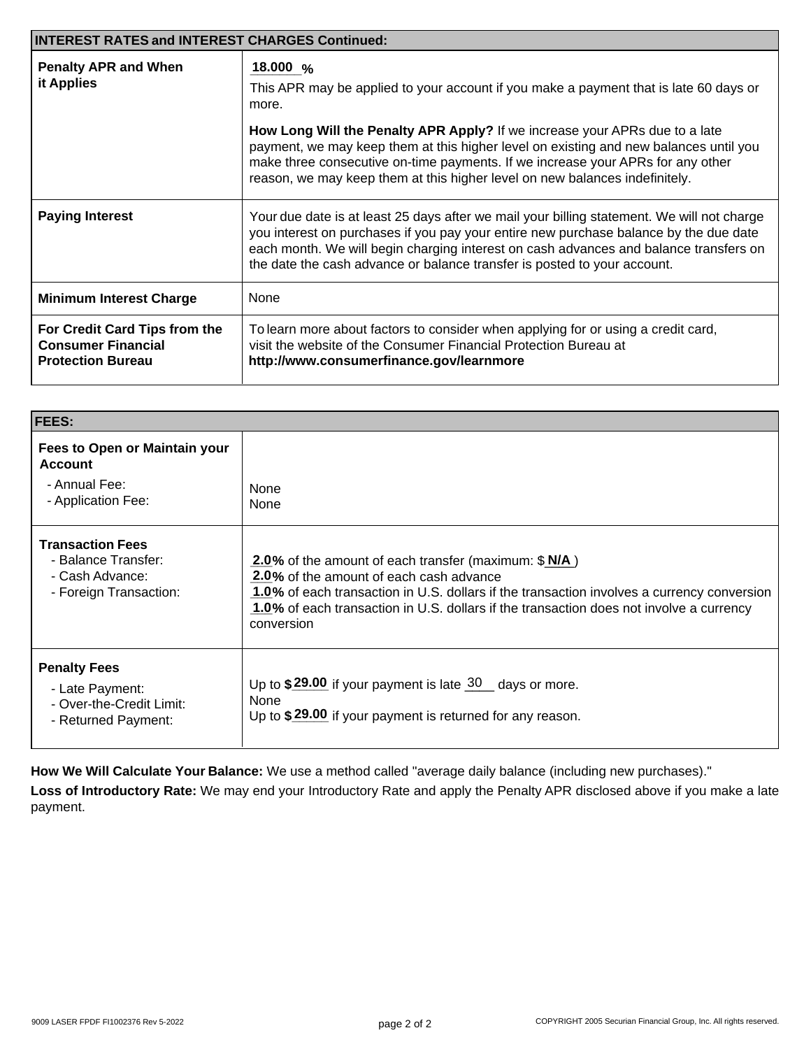| INTEREST RATES and INTEREST CHARGES Continued: | |
|---|---|
| **Penalty APR and When it Applies** | **18.000 %**<br>This APR may be applied to your account if you make a payment that is late 60 days or more.<br>**How Long Will the Penalty APR Apply?** If we increase your APRs due to a late payment, we may keep them at this higher level on existing and new balances until you make three consecutive on-time payments. If we increase your APRs for any other reason, we may keep them at this higher level on new balances indefinitely. |
| **Paying Interest** | Your due date is at least 25 days after we mail your billing statement. We will not charge you interest on purchases if you pay your entire new purchase balance by the due date each month. We will begin charging interest on cash advances and balance transfers on the date the cash advance or balance transfer is posted to your account. |
| **Minimum Interest Charge** | None |
| **For Credit Card Tips from the Consumer Financial Protection Bureau** | To learn more about factors to consider when applying for or using a credit card, visit the website of the Consumer Financial Protection Bureau at **http://www.consumerfinance.gov/learnmore** |

| FEES: | |
|---|---|
| **Fees to Open or Maintain your Account**<br>- Annual Fee:<br>- Application Fee: | <br>None<br>None |
| **Transaction Fees**<br>- Balance Transfer:<br>- Cash Advance:<br>- Foreign Transaction: | **2.0%** of the amount of each transfer (maximum: $ **N/A** )<br>**2.0%** of the amount of each cash advance<br>**1.0%** of each transaction in U.S. dollars if the transaction involves a currency conversion<br>**1.0%** of each transaction in U.S. dollars if the transaction does not involve a currency conversion |
| **Penalty Fees**<br>- Late Payment:<br>- Over-the-Credit Limit:<br>- Returned Payment: | Up to **$ 29.00** if your payment is late 30 days or more.<br>None<br>Up to **$ 29.00** if your payment is returned for any reason. |

**How We Will Calculate Your Balance:** We use a method called "average daily balance (including new purchases)."

**Loss of Introductory Rate:** We may end your Introductory Rate and apply the Penalty APR disclosed above if you make a late payment.

9009 LASER FPDF FI1002376 Rev 5-2022

COPYRIGHT 2005 Securian Financial Group, Inc. All rights reserved.